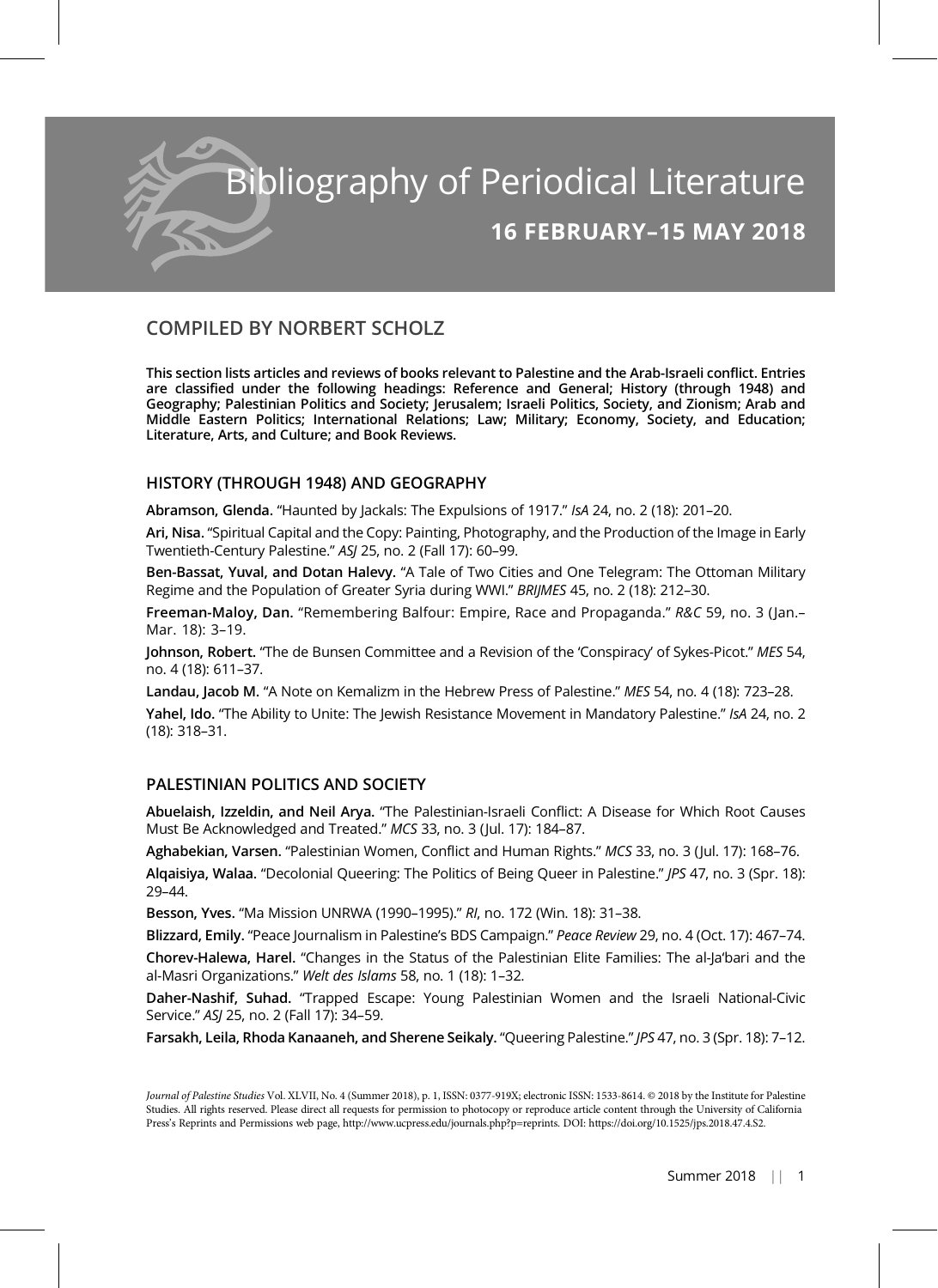# Bibliography of Periodical Literature

## 16 FEBRUARY–15 MAY 2018

## COMPILED BY NORBERT SCHOLZ

**This section lists articles and reviews of books relevant to Palestine and the Arab-Israeli conflict. Entries are classified under the following headings: Reference and General; History (through 1948) and Geography; Palestinian Politics and Society; Jerusalem; Israeli Politics, Society, and Zionism; Arab and Middle Eastern Politics; International Relations; Law; Military; Economy, Society, and Education; Literature, Arts, and Culture; and Book Reviews.**

### HISTORY (THROUGH 1948) AND GEOGRAPHY

**Abramson, Glenda.** "Haunted by Jackals: The Expulsions of 1917." *IsA* 24, no. 2 (18): 201–20.

**Ari, Nisa.** "Spiritual Capital and the Copy: Painting, Photography, and the Production of the Image in Early Twentieth-Century Palestine." *ASJ* 25, no. 2 (Fall 17): 60–99.

**Ben-Bassat, Yuval, and Dotan Halevy.** "A Tale of Two Cities and One Telegram: The Ottoman Military Regime and the Population of Greater Syria during WWI." *BRIJMES* 45, no. 2 (18): 212–30.

**Freeman-Maloy, Dan.** "Remembering Balfour: Empire, Race and Propaganda." *R&C* 59, no. 3 (Jan.–Mar. 18): 3–19.

**Johnson, Robert.** "The de Bunsen Committee and a Revision of the 'Conspiracy' of Sykes-Picot." *MES* 54, no. 4 (18): 611–37.

**Landau, Jacob M.** "A Note on Kemalizm in the Hebrew Press of Palestine." *MES* 54, no. 4 (18): 723–28.

**Yahel, Ido.** "The Ability to Unite: The Jewish Resistance Movement in Mandatory Palestine." *IsA* 24, no. 2 (18): 318–31.

### PALESTINIAN POLITICS AND SOCIETY

**Abuelaish, Izzeldin, and Neil Arya.** "The Palestinian-Israeli Conflict: A Disease for Which Root Causes Must Be Acknowledged and Treated." *MCS* 33, no. 3 (Jul. 17): 184–87.

**Aghabekian, Varsen.** "Palestinian Women, Conflict and Human Rights." *MCS* 33, no. 3 (Jul. 17): 168–76.

**Alqaisiya, Walaa.** "Decolonial Queering: The Politics of Being Queer in Palestine." *JPS* 47, no. 3 (Spr. 18): 29–44.

**Besson, Yves.** "Ma Mission UNRWA (1990–1995)." *RI*, no. 172 (Win. 18): 31–38.

**Blizzard, Emily.** "Peace Journalism in Palestine's BDS Campaign." *Peace Review* 29, no. 4 (Oct. 17): 467–74.

**Chorev-Halewa, Harel.** "Changes in the Status of the Palestinian Elite Families: The al-Ja'bari and the al-Masri Organizations." *Welt des Islams* 58, no. 1 (18): 1–32.

**Daher-Nashif, Suhad.** "Trapped Escape: Young Palestinian Women and the Israeli National-Civic Service." *ASJ* 25, no. 2 (Fall 17): 34–59.

**Farsakh, Leila, Rhoda Kanaaneh, and Sherene Seikaly.** "Queering Palestine." *JPS* 47, no. 3 (Spr. 18): 7–12.

*Journal of Palestine Studies* Vol. XLVII, No. 4 (Summer 2018), p. 1, ISSN: 0377-919X; electronic ISSN: 1533-8614. © 2018 by the Institute for Palestine Studies. All rights reserved. Please direct all requests for permission to photocopy or reproduce article content through the University of California Press's Reprints and Permissions web page, http://www.ucpress.edu/journals.php?p=reprints. DOI: https://doi.org/10.1525/jps.2018.47.4.S2.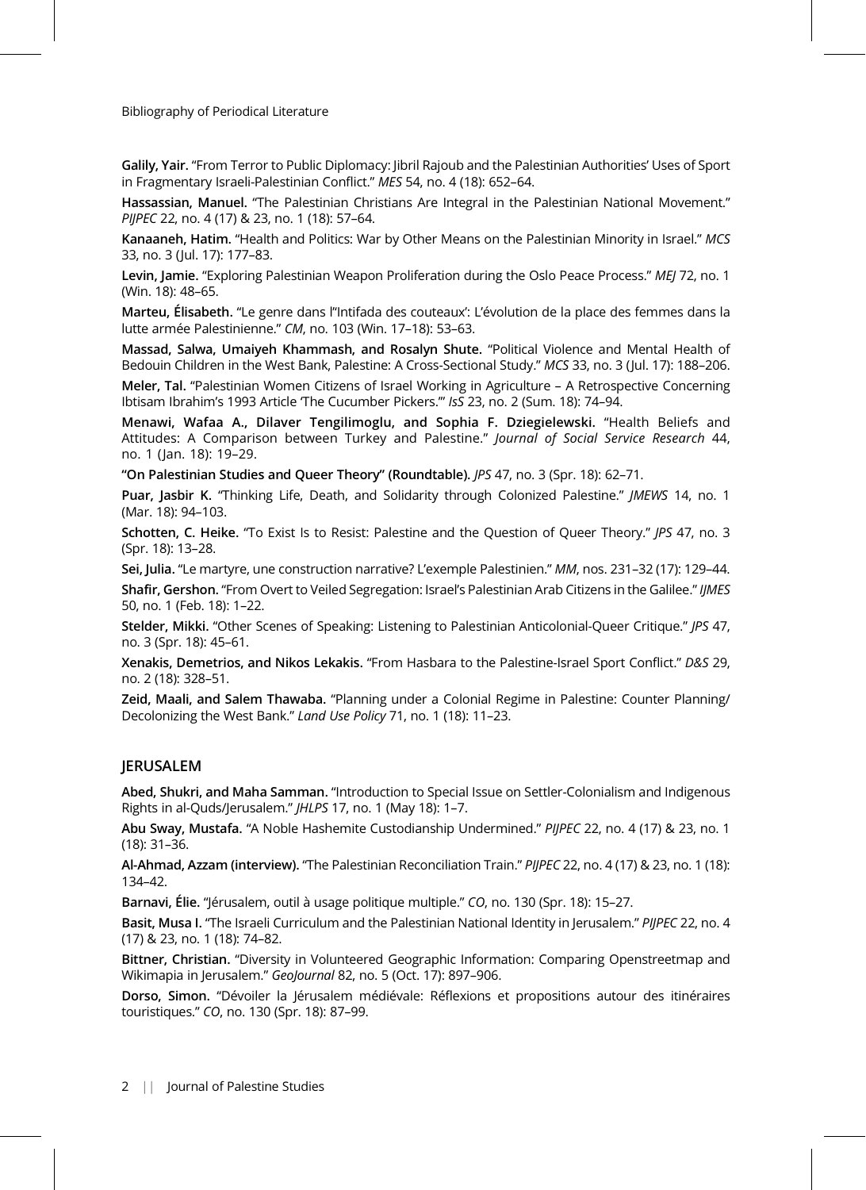**Galily, Yair.** "From Terror to Public Diplomacy: Jibril Rajoub and the Palestinian Authorities' Uses of Sport in Fragmentary Israeli-Palestinian Conflict." *MES* 54, no. 4 (18): 652–64.

**Hassassian, Manuel.** "The Palestinian Christians Are Integral in the Palestinian National Movement." *PIJPEC* 22, no. 4 (17) & 23, no. 1 (18): 57–64.

**Kanaaneh, Hatim.** "Health and Politics: War by Other Means on the Palestinian Minority in Israel." *MCS* 33, no. 3 (Jul. 17): 177–83.

**Levin, Jamie.** "Exploring Palestinian Weapon Proliferation during the Oslo Peace Process." *MEJ* 72, no. 1 (Win. 18): 48–65.

**Marteu, Élisabeth.** "Le genre dans l'"Intifada des couteaux': L'évolution de la place des femmes dans la lutte armée Palestinienne." *CM*, no. 103 (Win. 17–18): 53–63.

**Massad, Salwa, Umaiyeh Khammash, and Rosalyn Shute.** "Political Violence and Mental Health of Bedouin Children in the West Bank, Palestine: A Cross-Sectional Study." *MCS* 33, no. 3 (Jul. 17): 188–206.

**Meler, Tal.** "Palestinian Women Citizens of Israel Working in Agriculture – A Retrospective Concerning Ibtisam Ibrahim's 1993 Article 'The Cucumber Pickers.'" *IsS* 23, no. 2 (Sum. 18): 74–94.

**Menawi, Wafaa A., Dilaver Tengilimoglu, and Sophia F. Dziegielewski.** "Health Beliefs and Attitudes: A Comparison between Turkey and Palestine." *Journal of Social Service Research* 44, no. 1 (Jan. 18): 19–29.

**"On Palestinian Studies and Queer Theory" (Roundtable).** *JPS* 47, no. 3 (Spr. 18): 62–71.

**Puar, Jasbir K.** "Thinking Life, Death, and Solidarity through Colonized Palestine." *JMEWS* 14, no. 1 (Mar. 18): 94–103.

**Schotten, C. Heike.** "To Exist Is to Resist: Palestine and the Question of Queer Theory." *JPS* 47, no. 3 (Spr. 18): 13–28.

**Sei, Julia.** "Le martyre, une construction narrative? L'exemple Palestinien." *MM*, nos. 231–32 (17): 129–44.

**Shafir, Gershon.** "From Overt to Veiled Segregation: Israel's Palestinian Arab Citizens in the Galilee." *IJMES* 50, no. 1 (Feb. 18): 1–22.

**Stelder, Mikki.** "Other Scenes of Speaking: Listening to Palestinian Anticolonial-Queer Critique." *JPS* 47, no. 3 (Spr. 18): 45–61.

**Xenakis, Demetrios, and Nikos Lekakis.** "From Hasbara to the Palestine-Israel Sport Conflict." *D&S* 29, no. 2 (18): 328–51.

**Zeid, Maali, and Salem Thawaba.** "Planning under a Colonial Regime in Palestine: Counter Planning/Decolonizing the West Bank." *Land Use Policy* 71, no. 1 (18): 11–23.

## JERUSALEM

**Abed, Shukri, and Maha Samman.** "Introduction to Special Issue on Settler-Colonialism and Indigenous Rights in al-Quds/Jerusalem." *JHLPS* 17, no. 1 (May 18): 1–7.

**Abu Sway, Mustafa.** "A Noble Hashemite Custodianship Undermined." *PIJPEC* 22, no. 4 (17) & 23, no. 1 (18): 31–36.

**Al-Ahmad, Azzam (interview).** "The Palestinian Reconciliation Train." *PIJPEC* 22, no. 4 (17) & 23, no. 1 (18): 134–42.

**Barnavi, Élie.** "Jérusalem, outil à usage politique multiple." *CO*, no. 130 (Spr. 18): 15–27.

**Basit, Musa I.** "The Israeli Curriculum and the Palestinian National Identity in Jerusalem." *PIJPEC* 22, no. 4 (17) & 23, no. 1 (18): 74–82.

**Bittner, Christian.** "Diversity in Volunteered Geographic Information: Comparing Openstreetmap and Wikimapia in Jerusalem." *GeoJournal* 82, no. 5 (Oct. 17): 897–906.

**Dorso, Simon.** "Dévoiler la Jérusalem médiévale: Réflexions et propositions autour des itinéraires touristiques." *CO*, no. 130 (Spr. 18): 87–99.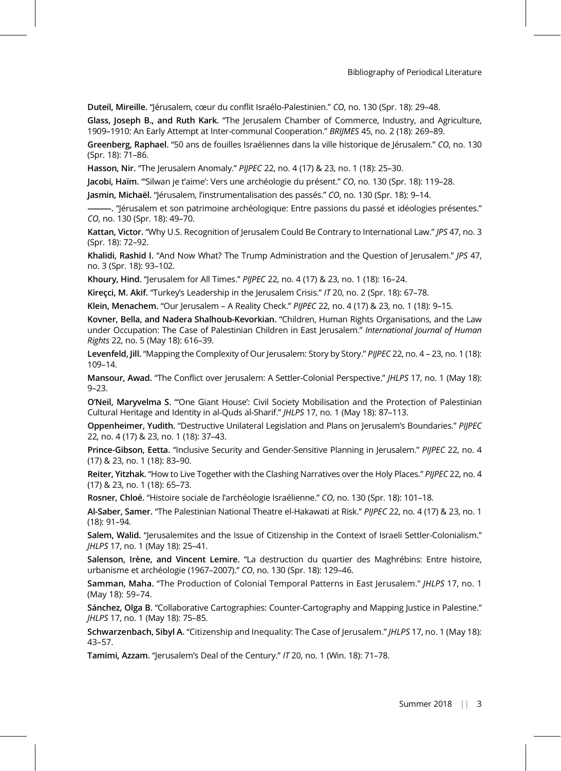**Duteil, Mireille.** "Jérusalem, cœur du conflit Israélo-Palestinien." *CO*, no. 130 (Spr. 18): 29–48.

**Glass, Joseph B., and Ruth Kark.** "The Jerusalem Chamber of Commerce, Industry, and Agriculture, 1909–1910: An Early Attempt at Inter-communal Cooperation." *BRIJMES* 45, no. 2 (18): 269–89.

**Greenberg, Raphael.** "50 ans de fouilles Israéliennes dans la ville historique de Jérusalem." *CO*, no. 130 (Spr. 18): 71–86.

**Hasson, Nir.** "The Jerusalem Anomaly." *PIJPEC* 22, no. 4 (17) & 23, no. 1 (18): 25–30.

**Jacobi, Haïm.** "'Silwan je t'aime': Vers une archéologie du présent." *CO*, no. 130 (Spr. 18): 119–28.

**Jasmin, Michaël.** "Jérusalem, l'instrumentalisation des passés." *CO*, no. 130 (Spr. 18): 9–14.

———. "Jérusalem et son patrimoine archéologique: Entre passions du passé et idéologies présentes." *CO*, no. 130 (Spr. 18): 49–70.

**Kattan, Victor.** "Why U.S. Recognition of Jerusalem Could Be Contrary to International Law." *JPS* 47, no. 3 (Spr. 18): 72–92.

**Khalidi, Rashid I.** "And Now What? The Trump Administration and the Question of Jerusalem." *JPS* 47, no. 3 (Spr. 18): 93–102.

**Khoury, Hind.** "Jerusalem for All Times." *PIJPEC* 22, no. 4 (17) & 23, no. 1 (18): 16–24.

**Kireçci, M. Akif.** "Turkey's Leadership in the Jerusalem Crisis." *IT* 20, no. 2 (Spr. 18): 67–78.

**Klein, Menachem.** "Our Jerusalem – A Reality Check." *PIJPEC* 22, no. 4 (17) & 23, no. 1 (18): 9–15.

**Kovner, Bella, and Nadera Shalhoub-Kevorkian.** "Children, Human Rights Organisations, and the Law under Occupation: The Case of Palestinian Children in East Jerusalem." *International Journal of Human Rights* 22, no. 5 (May 18): 616–39.

**Levenfeld, Jill.** "Mapping the Complexity of Our Jerusalem: Story by Story." *PIJPEC* 22, no. 4 – 23, no. 1 (18): 109–14.

**Mansour, Awad.** "The Conflict over Jerusalem: A Settler-Colonial Perspective." *JHLPS* 17, no. 1 (May 18): 9–23.

**O'Neil, Maryvelma S.** "'One Giant House': Civil Society Mobilisation and the Protection of Palestinian Cultural Heritage and Identity in al-Quds al-Sharif." *JHLPS* 17, no. 1 (May 18): 87–113.

**Oppenheimer, Yudith.** "Destructive Unilateral Legislation and Plans on Jerusalem's Boundaries." *PIJPEC* 22, no. 4 (17) & 23, no. 1 (18): 37–43.

**Prince-Gibson, Eetta.** "Inclusive Security and Gender-Sensitive Planning in Jerusalem." *PIJPEC* 22, no. 4 (17) & 23, no. 1 (18): 83–90.

**Reiter, Yitzhak.** "How to Live Together with the Clashing Narratives over the Holy Places." *PIJPEC* 22, no. 4 (17) & 23, no. 1 (18): 65–73.

**Rosner, Chloé.** "Histoire sociale de l'archéologie Israélienne." *CO*, no. 130 (Spr. 18): 101–18.

**Al-Saber, Samer.** "The Palestinian National Theatre el-Hakawati at Risk." *PIJPEC* 22, no. 4 (17) & 23, no. 1 (18): 91–94.

**Salem, Walid.** "Jerusalemites and the Issue of Citizenship in the Context of Israeli Settler-Colonialism." *JHLPS* 17, no. 1 (May 18): 25–41.

**Salenson, Irène, and Vincent Lemire.** "La destruction du quartier des Maghrébins: Entre histoire, urbanisme et archéologie (1967–2007)." *CO*, no. 130 (Spr. 18): 129–46.

**Samman, Maha.** "The Production of Colonial Temporal Patterns in East Jerusalem." *JHLPS* 17, no. 1 (May 18): 59–74.

**Sánchez, Olga B.** "Collaborative Cartographies: Counter-Cartography and Mapping Justice in Palestine." *JHLPS* 17, no. 1 (May 18): 75–85.

**Schwarzenbach, Sibyl A.** "Citizenship and Inequality: The Case of Jerusalem." *JHLPS* 17, no. 1 (May 18): 43–57.

**Tamimi, Azzam.** "Jerusalem's Deal of the Century." *IT* 20, no. 1 (Win. 18): 71–78.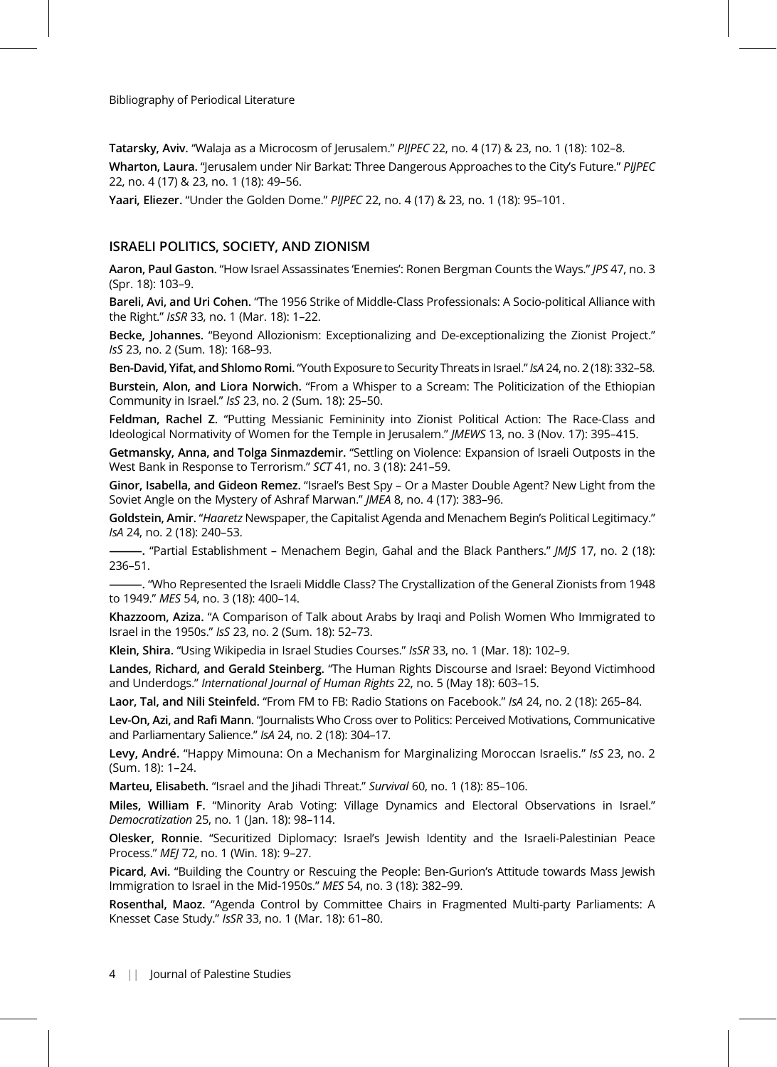**Tatarsky, Aviv.** "Walaja as a Microcosm of Jerusalem." *PIJPEC* 22, no. 4 (17) & 23, no. 1 (18): 102–8.

**Wharton, Laura.** "Jerusalem under Nir Barkat: Three Dangerous Approaches to the City's Future." *PIJPEC* 22, no. 4 (17) & 23, no. 1 (18): 49–56.

**Yaari, Eliezer.** "Under the Golden Dome." *PIJPEC* 22, no. 4 (17) & 23, no. 1 (18): 95–101.

## ISRAELI POLITICS, SOCIETY, AND ZIONISM

**Aaron, Paul Gaston.** "How Israel Assassinates 'Enemies': Ronen Bergman Counts the Ways." *JPS* 47, no. 3 (Spr. 18): 103–9.

**Bareli, Avi, and Uri Cohen.** "The 1956 Strike of Middle-Class Professionals: A Socio-political Alliance with the Right." *IsSR* 33, no. 1 (Mar. 18): 1–22.

**Becke, Johannes.** "Beyond Allozionism: Exceptionalizing and De-exceptionalizing the Zionist Project." *IsS* 23, no. 2 (Sum. 18): 168–93.

**Ben-David, Yifat, and Shlomo Romi.** "Youth Exposure to Security Threats in Israel." *IsA* 24, no. 2 (18): 332–58.

**Burstein, Alon, and Liora Norwich.** "From a Whisper to a Scream: The Politicization of the Ethiopian Community in Israel." *IsS* 23, no. 2 (Sum. 18): 25–50.

**Feldman, Rachel Z.** "Putting Messianic Femininity into Zionist Political Action: The Race-Class and Ideological Normativity of Women for the Temple in Jerusalem." *JMEWS* 13, no. 3 (Nov. 17): 395–415.

**Getmansky, Anna, and Tolga Sinmazdemir.** "Settling on Violence: Expansion of Israeli Outposts in the West Bank in Response to Terrorism." *SCT* 41, no. 3 (18): 241–59.

**Ginor, Isabella, and Gideon Remez.** "Israel's Best Spy – Or a Master Double Agent? New Light from the Soviet Angle on the Mystery of Ashraf Marwan." *JMEA* 8, no. 4 (17): 383–96.

**Goldstein, Amir.** "*Haaretz* Newspaper, the Capitalist Agenda and Menachem Begin's Political Legitimacy." *IsA* 24, no. 2 (18): 240–53.

**———.** "Partial Establishment – Menachem Begin, Gahal and the Black Panthers." *JMJS* 17, no. 2 (18): 236–51.

**———.** "Who Represented the Israeli Middle Class? The Crystallization of the General Zionists from 1948 to 1949." *MES* 54, no. 3 (18): 400–14.

**Khazzoom, Aziza.** "A Comparison of Talk about Arabs by Iraqi and Polish Women Who Immigrated to Israel in the 1950s." *IsS* 23, no. 2 (Sum. 18): 52–73.

**Klein, Shira.** "Using Wikipedia in Israel Studies Courses." *IsSR* 33, no. 1 (Mar. 18): 102–9.

**Landes, Richard, and Gerald Steinberg.** "The Human Rights Discourse and Israel: Beyond Victimhood and Underdogs." *International Journal of Human Rights* 22, no. 5 (May 18): 603–15.

**Laor, Tal, and Nili Steinfeld.** "From FM to FB: Radio Stations on Facebook." *IsA* 24, no. 2 (18): 265–84.

**Lev-On, Azi, and Rafi Mann.** "Journalists Who Cross over to Politics: Perceived Motivations, Communicative and Parliamentary Salience." *IsA* 24, no. 2 (18): 304–17.

**Levy, André.** "Happy Mimouna: On a Mechanism for Marginalizing Moroccan Israelis." *IsS* 23, no. 2 (Sum. 18): 1–24.

**Marteu, Elisabeth.** "Israel and the Jihadi Threat." *Survival* 60, no. 1 (18): 85–106.

**Miles, William F.** "Minority Arab Voting: Village Dynamics and Electoral Observations in Israel." *Democratization* 25, no. 1 (Jan. 18): 98–114.

**Olesker, Ronnie.** "Securitized Diplomacy: Israel's Jewish Identity and the Israeli-Palestinian Peace Process." *MEJ* 72, no. 1 (Win. 18): 9–27.

**Picard, Avi.** "Building the Country or Rescuing the People: Ben-Gurion's Attitude towards Mass Jewish Immigration to Israel in the Mid-1950s." *MES* 54, no. 3 (18): 382–99.

**Rosenthal, Maoz.** "Agenda Control by Committee Chairs in Fragmented Multi-party Parliaments: A Knesset Case Study." *IsSR* 33, no. 1 (Mar. 18): 61–80.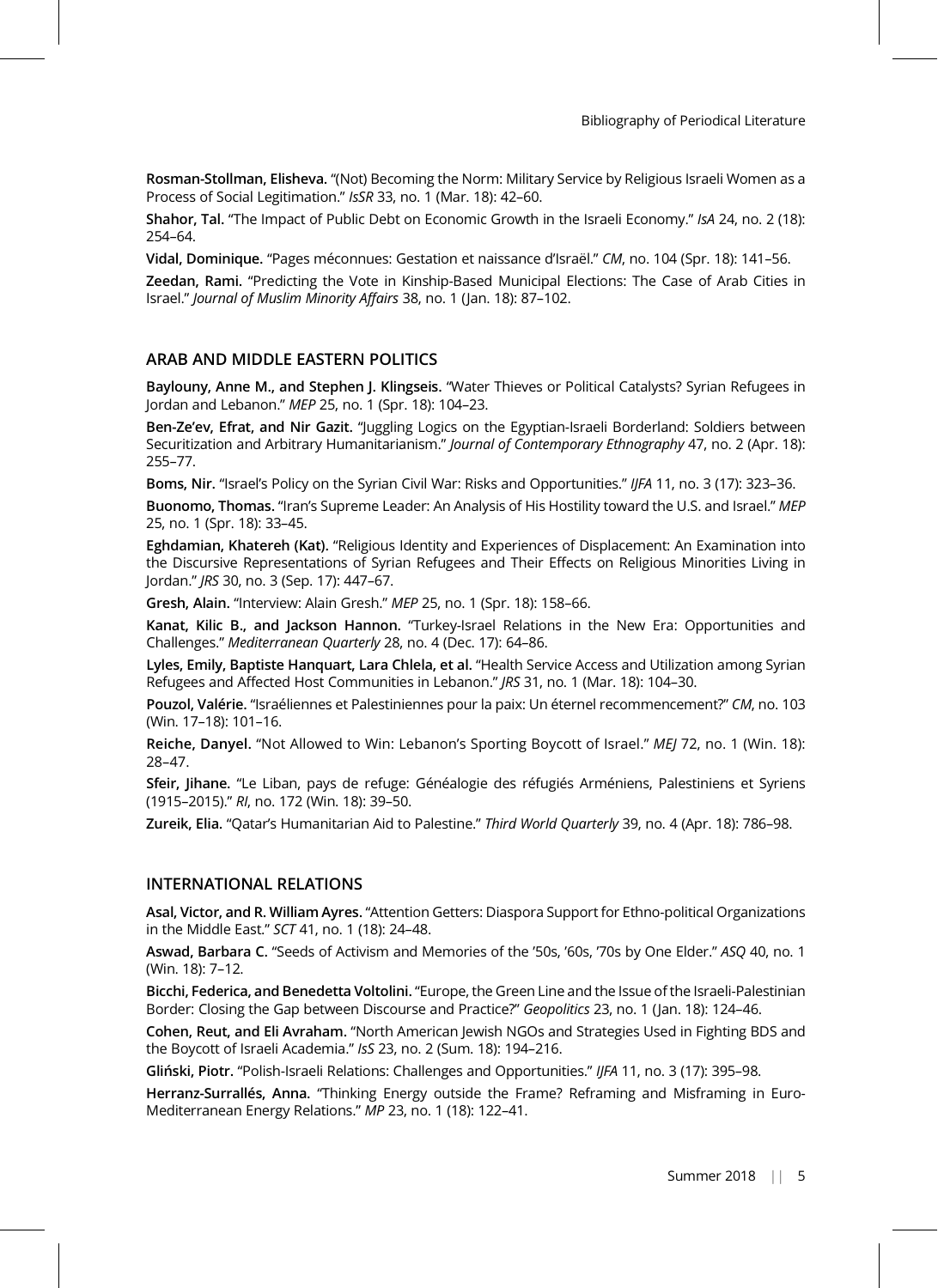**Rosman-Stollman, Elisheva.** "(Not) Becoming the Norm: Military Service by Religious Israeli Women as a Process of Social Legitimation." *IsSR* 33, no. 1 (Mar. 18): 42–60.

**Shahor, Tal.** "The Impact of Public Debt on Economic Growth in the Israeli Economy." *IsA* 24, no. 2 (18): 254–64.

**Vidal, Dominique.** "Pages méconnues: Gestation et naissance d'Israël." *CM*, no. 104 (Spr. 18): 141–56.

**Zeedan, Rami.** "Predicting the Vote in Kinship-Based Municipal Elections: The Case of Arab Cities in Israel." *Journal of Muslim Minority Affairs* 38, no. 1 (Jan. 18): 87–102.

## ARAB AND MIDDLE EASTERN POLITICS

**Baylouny, Anne M., and Stephen J. Klingseis.** "Water Thieves or Political Catalysts? Syrian Refugees in Jordan and Lebanon." *MEP* 25, no. 1 (Spr. 18): 104–23.

**Ben-Ze'ev, Efrat, and Nir Gazit.** "Juggling Logics on the Egyptian-Israeli Borderland: Soldiers between Securitization and Arbitrary Humanitarianism." *Journal of Contemporary Ethnography* 47, no. 2 (Apr. 18): 255–77.

**Boms, Nir.** "Israel's Policy on the Syrian Civil War: Risks and Opportunities." *IJFA* 11, no. 3 (17): 323–36.

**Buonomo, Thomas.** "Iran's Supreme Leader: An Analysis of His Hostility toward the U.S. and Israel." *MEP* 25, no. 1 (Spr. 18): 33–45.

**Eghdamian, Khatereh (Kat).** "Religious Identity and Experiences of Displacement: An Examination into the Discursive Representations of Syrian Refugees and Their Effects on Religious Minorities Living in Jordan." *JRS* 30, no. 3 (Sep. 17): 447–67.

**Gresh, Alain.** "Interview: Alain Gresh." *MEP* 25, no. 1 (Spr. 18): 158–66.

**Kanat, Kilic B., and Jackson Hannon.** "Turkey-Israel Relations in the New Era: Opportunities and Challenges." *Mediterranean Quarterly* 28, no. 4 (Dec. 17): 64–86.

**Lyles, Emily, Baptiste Hanquart, Lara Chlela, et al.** "Health Service Access and Utilization among Syrian Refugees and Affected Host Communities in Lebanon." *JRS* 31, no. 1 (Mar. 18): 104–30.

**Pouzol, Valérie.** "Israéliennes et Palestiniennes pour la paix: Un éternel recommencement?" *CM*, no. 103 (Win. 17–18): 101–16.

**Reiche, Danyel.** "Not Allowed to Win: Lebanon's Sporting Boycott of Israel." *MEJ* 72, no. 1 (Win. 18): 28–47.

**Sfeir, Jihane.** "Le Liban, pays de refuge: Généalogie des réfugiés Arméniens, Palestiniens et Syriens (1915–2015)." *RI*, no. 172 (Win. 18): 39–50.

**Zureik, Elia.** "Qatar's Humanitarian Aid to Palestine." *Third World Quarterly* 39, no. 4 (Apr. 18): 786–98.

## INTERNATIONAL RELATIONS

**Asal, Victor, and R. William Ayres.** "Attention Getters: Diaspora Support for Ethno-political Organizations in the Middle East." *SCT* 41, no. 1 (18): 24–48.

**Aswad, Barbara C.** "Seeds of Activism and Memories of the '50s, '60s, '70s by One Elder." *ASQ* 40, no. 1 (Win. 18): 7–12.

**Bicchi, Federica, and Benedetta Voltolini.** "Europe, the Green Line and the Issue of the Israeli-Palestinian Border: Closing the Gap between Discourse and Practice?" *Geopolitics* 23, no. 1 (Jan. 18): 124–46.

**Cohen, Reut, and Eli Avraham.** "North American Jewish NGOs and Strategies Used in Fighting BDS and the Boycott of Israeli Academia." *IsS* 23, no. 2 (Sum. 18): 194–216.

**Gliński, Piotr.** "Polish-Israeli Relations: Challenges and Opportunities." *IJFA* 11, no. 3 (17): 395–98.

**Herranz-Surrallés, Anna.** "Thinking Energy outside the Frame? Reframing and Misframing in Euro-Mediterranean Energy Relations." *MP* 23, no. 1 (18): 122–41.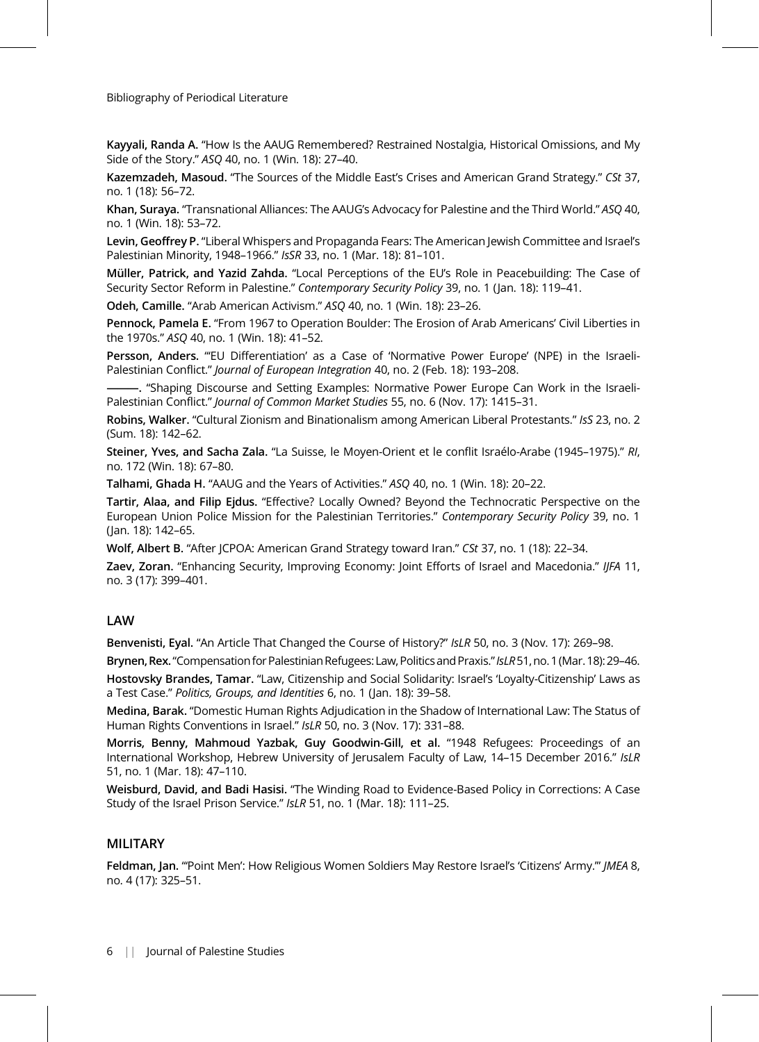**Kayyali, Randa A.** "How Is the AAUG Remembered? Restrained Nostalgia, Historical Omissions, and My Side of the Story." *ASQ* 40, no. 1 (Win. 18): 27–40.

**Kazemzadeh, Masoud.** "The Sources of the Middle East's Crises and American Grand Strategy." *CSt* 37, no. 1 (18): 56–72.

**Khan, Suraya.** "Transnational Alliances: The AAUG's Advocacy for Palestine and the Third World." *ASQ* 40, no. 1 (Win. 18): 53–72.

**Levin, Geoffrey P.** "Liberal Whispers and Propaganda Fears: The American Jewish Committee and Israel's Palestinian Minority, 1948–1966." *IsSR* 33, no. 1 (Mar. 18): 81–101.

**Müller, Patrick, and Yazid Zahda.** "Local Perceptions of the EU's Role in Peacebuilding: The Case of Security Sector Reform in Palestine." *Contemporary Security Policy* 39, no. 1 (Jan. 18): 119–41.

**Odeh, Camille.** "Arab American Activism." *ASQ* 40, no. 1 (Win. 18): 23–26.

**Pennock, Pamela E.** "From 1967 to Operation Boulder: The Erosion of Arab Americans' Civil Liberties in the 1970s." *ASQ* 40, no. 1 (Win. 18): 41–52.

**Persson, Anders.** "'EU Differentiation' as a Case of 'Normative Power Europe' (NPE) in the Israeli-Palestinian Conflict." *Journal of European Integration* 40, no. 2 (Feb. 18): 193–208.

**———.** "Shaping Discourse and Setting Examples: Normative Power Europe Can Work in the Israeli-Palestinian Conflict." *Journal of Common Market Studies* 55, no. 6 (Nov. 17): 1415–31.

**Robins, Walker.** "Cultural Zionism and Binationalism among American Liberal Protestants." *IsS* 23, no. 2 (Sum. 18): 142–62.

**Steiner, Yves, and Sacha Zala.** "La Suisse, le Moyen-Orient et le conflit Israélo-Arabe (1945–1975)." *RI*, no. 172 (Win. 18): 67–80.

**Talhami, Ghada H.** "AAUG and the Years of Activities." *ASQ* 40, no. 1 (Win. 18): 20–22.

**Tartir, Alaa, and Filip Ejdus.** "Effective? Locally Owned? Beyond the Technocratic Perspective on the European Union Police Mission for the Palestinian Territories." *Contemporary Security Policy* 39, no. 1 (Jan. 18): 142–65.

**Wolf, Albert B.** "After JCPOA: American Grand Strategy toward Iran." *CSt* 37, no. 1 (18): 22–34.

**Zaev, Zoran.** "Enhancing Security, Improving Economy: Joint Efforts of Israel and Macedonia." *IJFA* 11, no. 3 (17): 399–401.

## LAW

**Benvenisti, Eyal.** "An Article That Changed the Course of History?" *IsLR* 50, no. 3 (Nov. 17): 269–98.

**Brynen, Rex.** "Compensation for Palestinian Refugees: Law, Politics and Praxis." *IsLR* 51, no. 1 (Mar. 18): 29–46.

**Hostovsky Brandes, Tamar.** "Law, Citizenship and Social Solidarity: Israel's 'Loyalty-Citizenship' Laws as a Test Case." *Politics, Groups, and Identities* 6, no. 1 (Jan. 18): 39–58.

**Medina, Barak.** "Domestic Human Rights Adjudication in the Shadow of International Law: The Status of Human Rights Conventions in Israel." *IsLR* 50, no. 3 (Nov. 17): 331–88.

**Morris, Benny, Mahmoud Yazbak, Guy Goodwin-Gill, et al.** "1948 Refugees: Proceedings of an International Workshop, Hebrew University of Jerusalem Faculty of Law, 14–15 December 2016." *IsLR* 51, no. 1 (Mar. 18): 47–110.

**Weisburd, David, and Badi Hasisi.** "The Winding Road to Evidence-Based Policy in Corrections: A Case Study of the Israel Prison Service." *IsLR* 51, no. 1 (Mar. 18): 111–25.

## MILITARY

**Feldman, Jan.** "'Point Men': How Religious Women Soldiers May Restore Israel's 'Citizens' Army.'" *JMEA* 8, no. 4 (17): 325–51.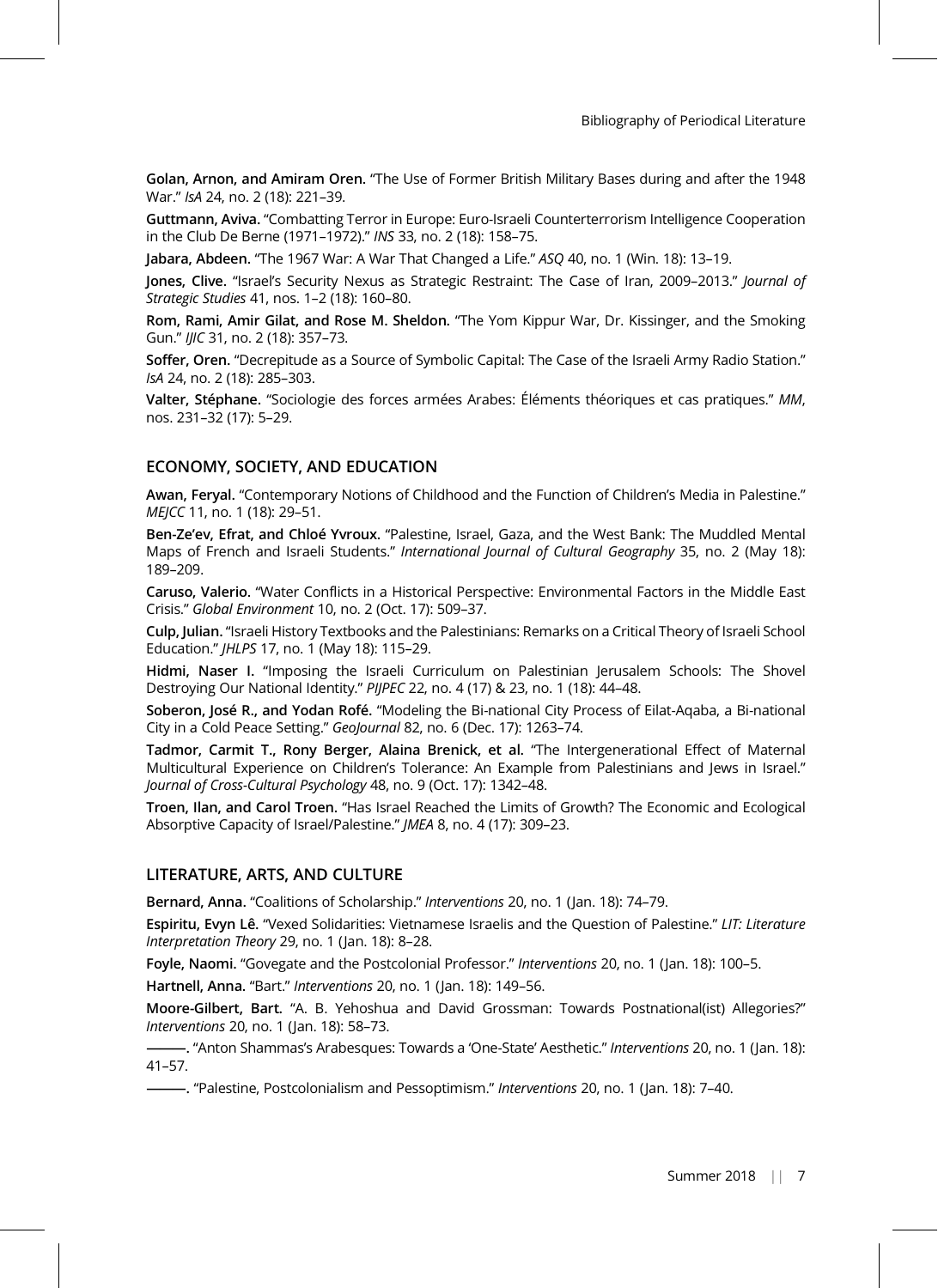**Golan, Arnon, and Amiram Oren.** "The Use of Former British Military Bases during and after the 1948 War." *IsA* 24, no. 2 (18): 221–39.

**Guttmann, Aviva.** "Combatting Terror in Europe: Euro-Israeli Counterterrorism Intelligence Cooperation in the Club De Berne (1971–1972)." *INS* 33, no. 2 (18): 158–75.

**Jabara, Abdeen.** "The 1967 War: A War That Changed a Life." *ASQ* 40, no. 1 (Win. 18): 13–19.

**Jones, Clive.** "Israel's Security Nexus as Strategic Restraint: The Case of Iran, 2009–2013." *Journal of Strategic Studies* 41, nos. 1–2 (18): 160–80.

**Rom, Rami, Amir Gilat, and Rose M. Sheldon.** "The Yom Kippur War, Dr. Kissinger, and the Smoking Gun." *IJIC* 31, no. 2 (18): 357–73.

**Soffer, Oren.** "Decrepitude as a Source of Symbolic Capital: The Case of the Israeli Army Radio Station." *IsA* 24, no. 2 (18): 285–303.

**Valter, Stéphane.** "Sociologie des forces armées Arabes: Éléments théoriques et cas pratiques." *MM*, nos. 231–32 (17): 5–29.

## ECONOMY, SOCIETY, AND EDUCATION

**Awan, Feryal.** "Contemporary Notions of Childhood and the Function of Children's Media in Palestine." *MEJCC* 11, no. 1 (18): 29–51.

**Ben-Ze'ev, Efrat, and Chloé Yvroux.** "Palestine, Israel, Gaza, and the West Bank: The Muddled Mental Maps of French and Israeli Students." *International Journal of Cultural Geography* 35, no. 2 (May 18): 189–209.

**Caruso, Valerio.** "Water Conflicts in a Historical Perspective: Environmental Factors in the Middle East Crisis." *Global Environment* 10, no. 2 (Oct. 17): 509–37.

**Culp, Julian.** "Israeli History Textbooks and the Palestinians: Remarks on a Critical Theory of Israeli School Education." *JHLPS* 17, no. 1 (May 18): 115–29.

**Hidmi, Naser I.** "Imposing the Israeli Curriculum on Palestinian Jerusalem Schools: The Shovel Destroying Our National Identity." *PIJPEC* 22, no. 4 (17) & 23, no. 1 (18): 44–48.

**Soberon, José R., and Yodan Rofé.** "Modeling the Bi-national City Process of Eilat-Aqaba, a Bi-national City in a Cold Peace Setting." *GeoJournal* 82, no. 6 (Dec. 17): 1263–74.

**Tadmor, Carmit T., Rony Berger, Alaina Brenick, et al.** "The Intergenerational Effect of Maternal Multicultural Experience on Children's Tolerance: An Example from Palestinians and Jews in Israel." *Journal of Cross-Cultural Psychology* 48, no. 9 (Oct. 17): 1342–48.

**Troen, Ilan, and Carol Troen.** "Has Israel Reached the Limits of Growth? The Economic and Ecological Absorptive Capacity of Israel/Palestine." *JMEA* 8, no. 4 (17): 309–23.

## LITERATURE, ARTS, AND CULTURE

**Bernard, Anna.** "Coalitions of Scholarship." *Interventions* 20, no. 1 (Jan. 18): 74–79.

**Espiritu, Evyn Lê.** "Vexed Solidarities: Vietnamese Israelis and the Question of Palestine." *LIT: Literature Interpretation Theory* 29, no. 1 (Jan. 18): 8–28.

**Foyle, Naomi.** "Govegate and the Postcolonial Professor." *Interventions* 20, no. 1 (Jan. 18): 100–5.

**Hartnell, Anna.** "Bart." *Interventions* 20, no. 1 (Jan. 18): 149–56.

**Moore-Gilbert, Bart.** "A. B. Yehoshua and David Grossman: Towards Postnational(ist) Allegories?" *Interventions* 20, no. 1 (Jan. 18): 58–73.

———. "Anton Shammas's Arabesques: Towards a 'One-State' Aesthetic." *Interventions* 20, no. 1 (Jan. 18): 41–57.

———. "Palestine, Postcolonialism and Pessoptimism." *Interventions* 20, no. 1 (Jan. 18): 7–40.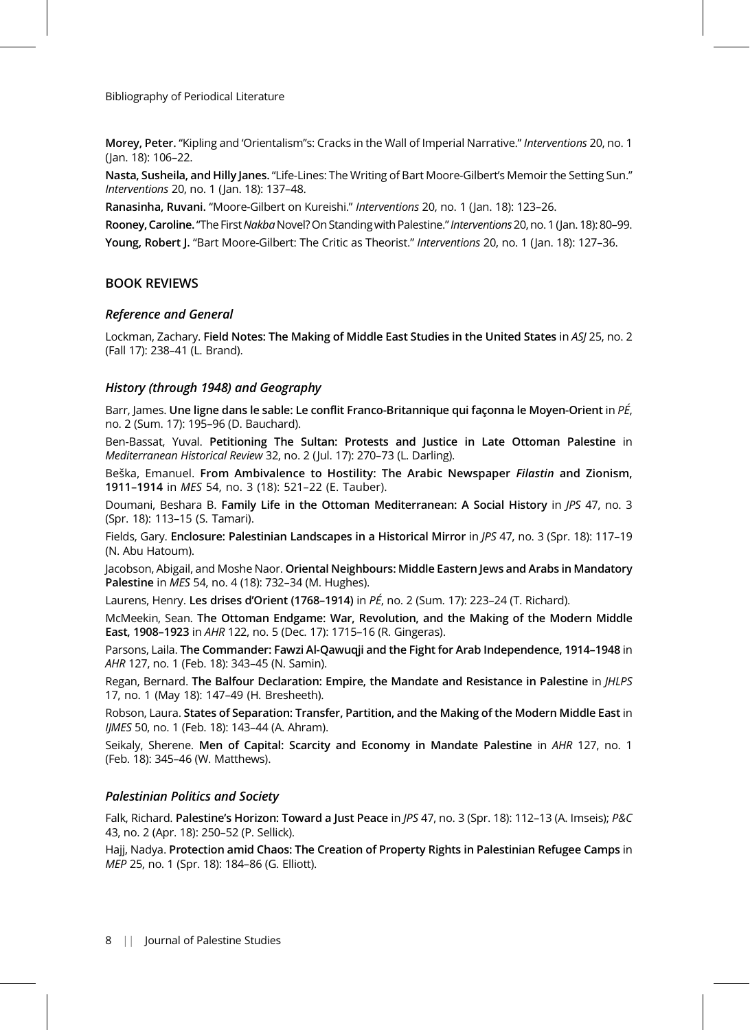**Morey, Peter.** "Kipling and 'Orientalism"s: Cracks in the Wall of Imperial Narrative." *Interventions* 20, no. 1 (Jan. 18): 106–22.

**Nasta, Susheila, and Hilly Janes.** "Life-Lines: The Writing of Bart Moore-Gilbert's Memoir the Setting Sun." *Interventions* 20, no. 1 (Jan. 18): 137–48.

**Ranasinha, Ruvani.** "Moore-Gilbert on Kureishi." *Interventions* 20, no. 1 (Jan. 18): 123–26.

**Rooney, Caroline.** "The First *Nakba* Novel? On Standing with Palestine." *Interventions* 20, no. 1 (Jan. 18): 80–99.

**Young, Robert J.** "Bart Moore-Gilbert: The Critic as Theorist." *Interventions* 20, no. 1 (Jan. 18): 127–36.

## BOOK REVIEWS

### *Reference and General*

Lockman, Zachary. **Field Notes: The Making of Middle East Studies in the United States** in *ASJ* 25, no. 2 (Fall 17): 238–41 (L. Brand).

### *History (through 1948) and Geography*

Barr, James. **Une ligne dans le sable: Le conflit Franco-Britannique qui façonna le Moyen-Orient** in *PÉ*, no. 2 (Sum. 17): 195–96 (D. Bauchard).

Ben-Bassat, Yuval. **Petitioning The Sultan: Protests and Justice in Late Ottoman Palestine** in *Mediterranean Historical Review* 32, no. 2 (Jul. 17): 270–73 (L. Darling).

Beška, Emanuel. **From Ambivalence to Hostility: The Arabic Newspaper *Filastin* and Zionism, 1911–1914** in *MES* 54, no. 3 (18): 521–22 (E. Tauber).

Doumani, Beshara B. **Family Life in the Ottoman Mediterranean: A Social History** in *JPS* 47, no. 3 (Spr. 18): 113–15 (S. Tamari).

Fields, Gary. **Enclosure: Palestinian Landscapes in a Historical Mirror** in *JPS* 47, no. 3 (Spr. 18): 117–19 (N. Abu Hatoum).

Jacobson, Abigail, and Moshe Naor. **Oriental Neighbours: Middle Eastern Jews and Arabs in Mandatory Palestine** in *MES* 54, no. 4 (18): 732–34 (M. Hughes).

Laurens, Henry. **Les drises d'Orient (1768–1914)** in *PÉ*, no. 2 (Sum. 17): 223–24 (T. Richard).

McMeekin, Sean. **The Ottoman Endgame: War, Revolution, and the Making of the Modern Middle East, 1908–1923** in *AHR* 122, no. 5 (Dec. 17): 1715–16 (R. Gingeras).

Parsons, Laila. **The Commander: Fawzi Al-Qawuqji and the Fight for Arab Independence, 1914–1948** in *AHR* 127, no. 1 (Feb. 18): 343–45 (N. Samin).

Regan, Bernard. **The Balfour Declaration: Empire, the Mandate and Resistance in Palestine** in *JHLPS* 17, no. 1 (May 18): 147–49 (H. Bresheeth).

Robson, Laura. **States of Separation: Transfer, Partition, and the Making of the Modern Middle East** in *IJMES* 50, no. 1 (Feb. 18): 143–44 (A. Ahram).

Seikaly, Sherene. **Men of Capital: Scarcity and Economy in Mandate Palestine** in *AHR* 127, no. 1 (Feb. 18): 345–46 (W. Matthews).

### *Palestinian Politics and Society*

Falk, Richard. **Palestine's Horizon: Toward a Just Peace** in *JPS* 47, no. 3 (Spr. 18): 112–13 (A. Imseis); *P&C* 43, no. 2 (Apr. 18): 250–52 (P. Sellick).

Hajj, Nadya. **Protection amid Chaos: The Creation of Property Rights in Palestinian Refugee Camps** in *MEP* 25, no. 1 (Spr. 18): 184–86 (G. Elliott).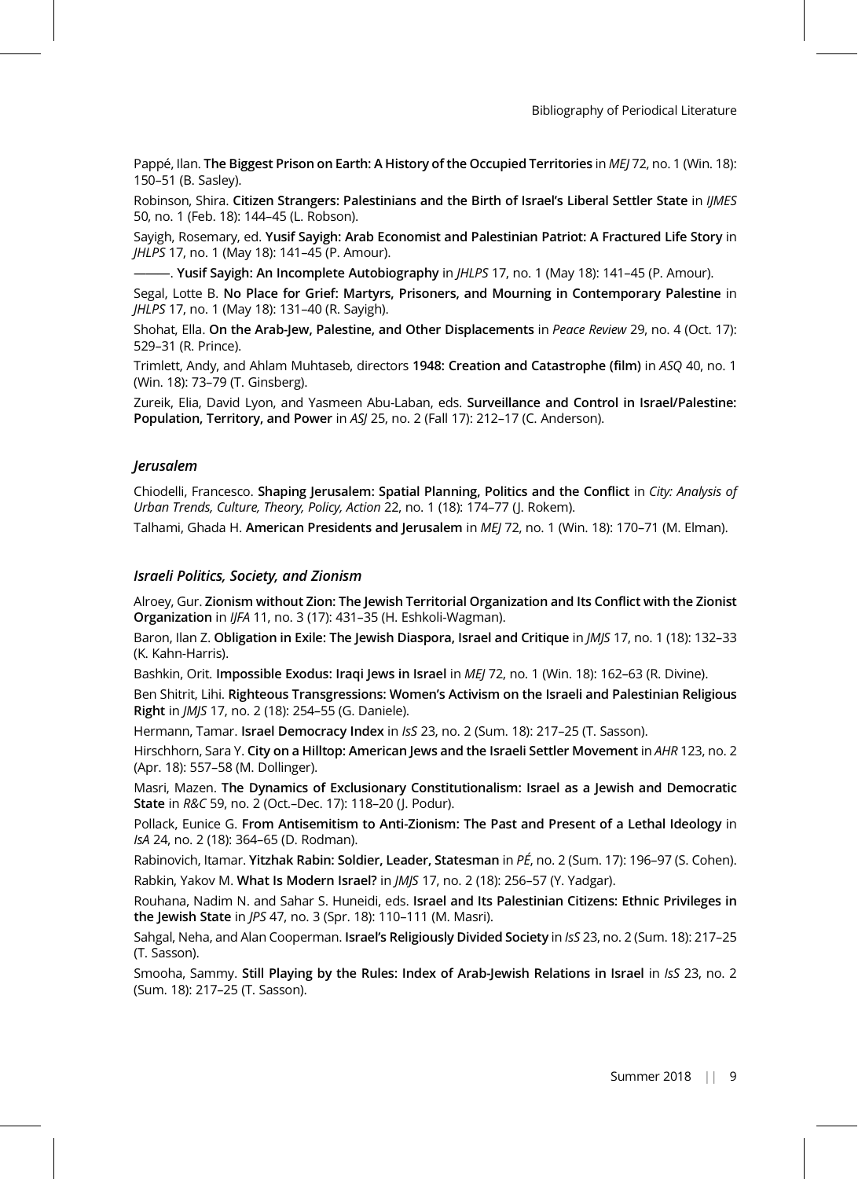Pappé, Ilan. **The Biggest Prison on Earth: A History of the Occupied Territories** in *MEJ* 72, no. 1 (Win. 18): 150–51 (B. Sasley).

Robinson, Shira. **Citizen Strangers: Palestinians and the Birth of Israel's Liberal Settler State** in *IJMES* 50, no. 1 (Feb. 18): 144–45 (L. Robson).

Sayigh, Rosemary, ed. **Yusif Sayigh: Arab Economist and Palestinian Patriot: A Fractured Life Story** in *JHLPS* 17, no. 1 (May 18): 141–45 (P. Amour).

———. **Yusif Sayigh: An Incomplete Autobiography** in *JHLPS* 17, no. 1 (May 18): 141–45 (P. Amour).

Segal, Lotte B. **No Place for Grief: Martyrs, Prisoners, and Mourning in Contemporary Palestine** in *JHLPS* 17, no. 1 (May 18): 131–40 (R. Sayigh).

Shohat, Ella. **On the Arab-Jew, Palestine, and Other Displacements** in *Peace Review* 29, no. 4 (Oct. 17): 529–31 (R. Prince).

Trimlett, Andy, and Ahlam Muhtaseb, directors **1948: Creation and Catastrophe (film)** in *ASQ* 40, no. 1 (Win. 18): 73–79 (T. Ginsberg).

Zureik, Elia, David Lyon, and Yasmeen Abu-Laban, eds. **Surveillance and Control in Israel/Palestine: Population, Territory, and Power** in *ASJ* 25, no. 2 (Fall 17): 212–17 (C. Anderson).

### *Jerusalem*

Chiodelli, Francesco. **Shaping Jerusalem: Spatial Planning, Politics and the Conflict** in *City: Analysis of Urban Trends, Culture, Theory, Policy, Action* 22, no. 1 (18): 174–77 (J. Rokem).

Talhami, Ghada H. **American Presidents and Jerusalem** in *MEJ* 72, no. 1 (Win. 18): 170–71 (M. Elman).

### *Israeli Politics, Society, and Zionism*

Alroey, Gur. **Zionism without Zion: The Jewish Territorial Organization and Its Conflict with the Zionist Organization** in *IJFA* 11, no. 3 (17): 431–35 (H. Eshkoli-Wagman).

Baron, Ilan Z. **Obligation in Exile: The Jewish Diaspora, Israel and Critique** in *JMJS* 17, no. 1 (18): 132–33 (K. Kahn-Harris).

Bashkin, Orit. **Impossible Exodus: Iraqi Jews in Israel** in *MEJ* 72, no. 1 (Win. 18): 162–63 (R. Divine).

Ben Shitrit, Lihi. **Righteous Transgressions: Women's Activism on the Israeli and Palestinian Religious Right** in *JMJS* 17, no. 2 (18): 254–55 (G. Daniele).

Hermann, Tamar. **Israel Democracy Index** in *IsS* 23, no. 2 (Sum. 18): 217–25 (T. Sasson).

Hirschhorn, Sara Y. **City on a Hilltop: American Jews and the Israeli Settler Movement** in *AHR* 123, no. 2 (Apr. 18): 557–58 (M. Dollinger).

Masri, Mazen. **The Dynamics of Exclusionary Constitutionalism: Israel as a Jewish and Democratic State** in *R&C* 59, no. 2 (Oct.–Dec. 17): 118–20 (J. Podur).

Pollack, Eunice G. **From Antisemitism to Anti-Zionism: The Past and Present of a Lethal Ideology** in *IsA* 24, no. 2 (18): 364–65 (D. Rodman).

Rabinovich, Itamar. **Yitzhak Rabin: Soldier, Leader, Statesman** in *PÉ*, no. 2 (Sum. 17): 196–97 (S. Cohen).

Rabkin, Yakov M. **What Is Modern Israel?** in *JMJS* 17, no. 2 (18): 256–57 (Y. Yadgar).

Rouhana, Nadim N. and Sahar S. Huneidi, eds. **Israel and Its Palestinian Citizens: Ethnic Privileges in the Jewish State** in *JPS* 47, no. 3 (Spr. 18): 110–111 (M. Masri).

Sahgal, Neha, and Alan Cooperman. **Israel's Religiously Divided Society** in *IsS* 23, no. 2 (Sum. 18): 217–25 (T. Sasson).

Smooha, Sammy. **Still Playing by the Rules: Index of Arab-Jewish Relations in Israel** in *IsS* 23, no. 2 (Sum. 18): 217–25 (T. Sasson).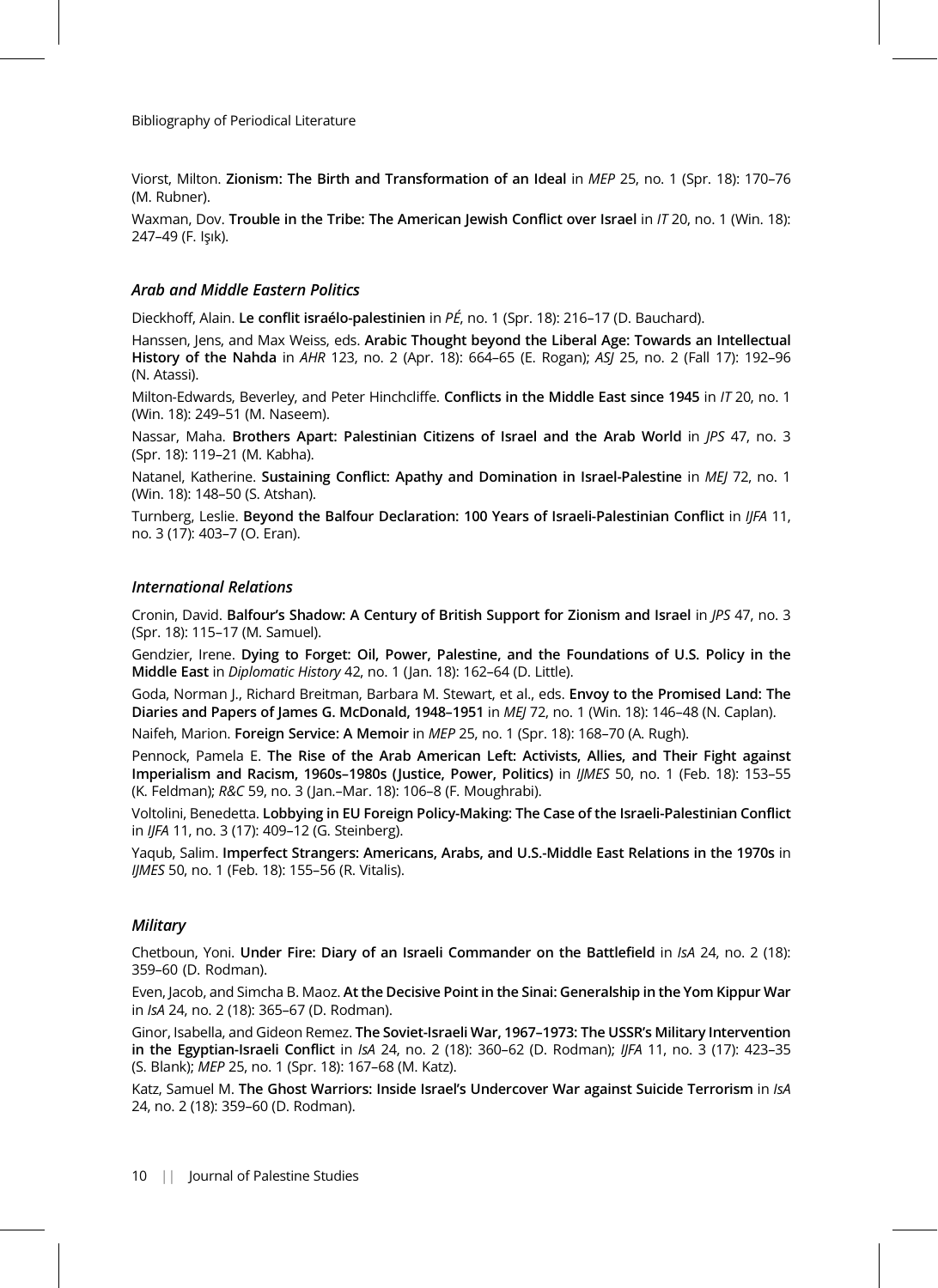Viorst, Milton. **Zionism: The Birth and Transformation of an Ideal** in *MEP* 25, no. 1 (Spr. 18): 170–76 (M. Rubner).

Waxman, Dov. **Trouble in the Tribe: The American Jewish Conflict over Israel** in *IT* 20, no. 1 (Win. 18): 247–49 (F. Işık).

### *Arab and Middle Eastern Politics*

Dieckhoff, Alain. **Le conflit israélo-palestinien** in *PÉ*, no. 1 (Spr. 18): 216–17 (D. Bauchard).

Hanssen, Jens, and Max Weiss, eds. **Arabic Thought beyond the Liberal Age: Towards an Intellectual History of the Nahda** in *AHR* 123, no. 2 (Apr. 18): 664–65 (E. Rogan); *ASJ* 25, no. 2 (Fall 17): 192–96 (N. Atassi).

Milton-Edwards, Beverley, and Peter Hinchcliffe. **Conflicts in the Middle East since 1945** in *IT* 20, no. 1 (Win. 18): 249–51 (M. Naseem).

Nassar, Maha. **Brothers Apart: Palestinian Citizens of Israel and the Arab World** in *JPS* 47, no. 3 (Spr. 18): 119–21 (M. Kabha).

Natanel, Katherine. **Sustaining Conflict: Apathy and Domination in Israel-Palestine** in *MEJ* 72, no. 1 (Win. 18): 148–50 (S. Atshan).

Turnberg, Leslie. **Beyond the Balfour Declaration: 100 Years of Israeli-Palestinian Conflict** in *IJFA* 11, no. 3 (17): 403–7 (O. Eran).

### *International Relations*

Cronin, David. **Balfour's Shadow: A Century of British Support for Zionism and Israel** in *JPS* 47, no. 3 (Spr. 18): 115–17 (M. Samuel).

Gendzier, Irene. **Dying to Forget: Oil, Power, Palestine, and the Foundations of U.S. Policy in the Middle East** in *Diplomatic History* 42, no. 1 (Jan. 18): 162–64 (D. Little).

Goda, Norman J., Richard Breitman, Barbara M. Stewart, et al., eds. **Envoy to the Promised Land: The Diaries and Papers of James G. McDonald, 1948–1951** in *MEJ* 72, no. 1 (Win. 18): 146–48 (N. Caplan).

Naifeh, Marion. **Foreign Service: A Memoir** in *MEP* 25, no. 1 (Spr. 18): 168–70 (A. Rugh).

Pennock, Pamela E. **The Rise of the Arab American Left: Activists, Allies, and Their Fight against Imperialism and Racism, 1960s–1980s (Justice, Power, Politics)** in *IJMES* 50, no. 1 (Feb. 18): 153–55 (K. Feldman); *R&C* 59, no. 3 (Jan.–Mar. 18): 106–8 (F. Moughrabi).

Voltolini, Benedetta. **Lobbying in EU Foreign Policy-Making: The Case of the Israeli-Palestinian Conflict** in *IJFA* 11, no. 3 (17): 409–12 (G. Steinberg).

Yaqub, Salim. **Imperfect Strangers: Americans, Arabs, and U.S.-Middle East Relations in the 1970s** in *IJMES* 50, no. 1 (Feb. 18): 155–56 (R. Vitalis).

### *Military*

Chetboun, Yoni. **Under Fire: Diary of an Israeli Commander on the Battlefield** in *IsA* 24, no. 2 (18): 359–60 (D. Rodman).

Even, Jacob, and Simcha B. Maoz. **At the Decisive Point in the Sinai: Generalship in the Yom Kippur War** in *IsA* 24, no. 2 (18): 365–67 (D. Rodman).

Ginor, Isabella, and Gideon Remez. **The Soviet-Israeli War, 1967–1973: The USSR's Military Intervention in the Egyptian-Israeli Conflict** in *IsA* 24, no. 2 (18): 360–62 (D. Rodman); *IJFA* 11, no. 3 (17): 423–35 (S. Blank); *MEP* 25, no. 1 (Spr. 18): 167–68 (M. Katz).

Katz, Samuel M. **The Ghost Warriors: Inside Israel's Undercover War against Suicide Terrorism** in *IsA* 24, no. 2 (18): 359–60 (D. Rodman).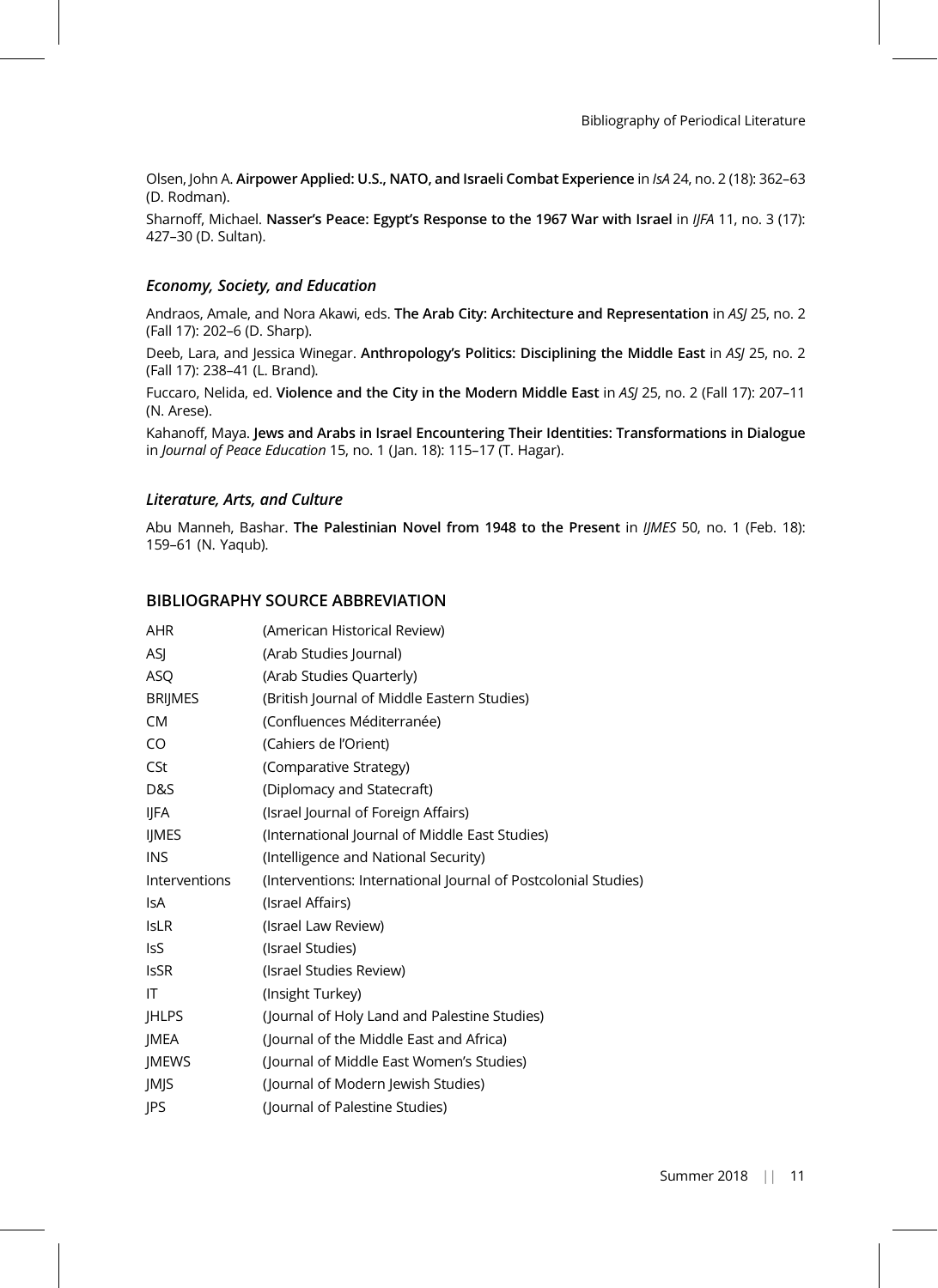Olsen, John A. **Airpower Applied: U.S., NATO, and Israeli Combat Experience** in *IsA* 24, no. 2 (18): 362–63 (D. Rodman).

Sharnoff, Michael. **Nasser's Peace: Egypt's Response to the 1967 War with Israel** in *IJFA* 11, no. 3 (17): 427–30 (D. Sultan).

### *Economy, Society, and Education*

Andraos, Amale, and Nora Akawi, eds. **The Arab City: Architecture and Representation** in *ASJ* 25, no. 2 (Fall 17): 202–6 (D. Sharp).

Deeb, Lara, and Jessica Winegar. **Anthropology's Politics: Disciplining the Middle East** in *ASJ* 25, no. 2 (Fall 17): 238–41 (L. Brand).

Fuccaro, Nelida, ed. **Violence and the City in the Modern Middle East** in *ASJ* 25, no. 2 (Fall 17): 207–11 (N. Arese).

Kahanoff, Maya. **Jews and Arabs in Israel Encountering Their Identities: Transformations in Dialogue** in *Journal of Peace Education* 15, no. 1 (Jan. 18): 115–17 (T. Hagar).

### *Literature, Arts, and Culture*

Abu Manneh, Bashar. **The Palestinian Novel from 1948 to the Present** in *IJMES* 50, no. 1 (Feb. 18): 159–61 (N. Yaqub).

## BIBLIOGRAPHY SOURCE ABBREVIATION

| | |
|---|---|
| AHR | (American Historical Review) |
| ASJ | (Arab Studies Journal) |
| ASQ | (Arab Studies Quarterly) |
| BRIJMES | (British Journal of Middle Eastern Studies) |
| CM | (Confluences Méditerranée) |
| CO | (Cahiers de l'Orient) |
| CSt | (Comparative Strategy) |
| D&S | (Diplomacy and Statecraft) |
| IJFA | (Israel Journal of Foreign Affairs) |
| IJMES | (International Journal of Middle East Studies) |
| INS | (Intelligence and National Security) |
| Interventions | (Interventions: International Journal of Postcolonial Studies) |
| IsA | (Israel Affairs) |
| IsLR | (Israel Law Review) |
| IsS | (Israel Studies) |
| IsSR | (Israel Studies Review) |
| IT | (Insight Turkey) |
| JHLPS | (Journal of Holy Land and Palestine Studies) |
| JMEA | (Journal of the Middle East and Africa) |
| JMEWS | (Journal of Middle East Women's Studies) |
| JMJS | (Journal of Modern Jewish Studies) |
| JPS | (Journal of Palestine Studies) |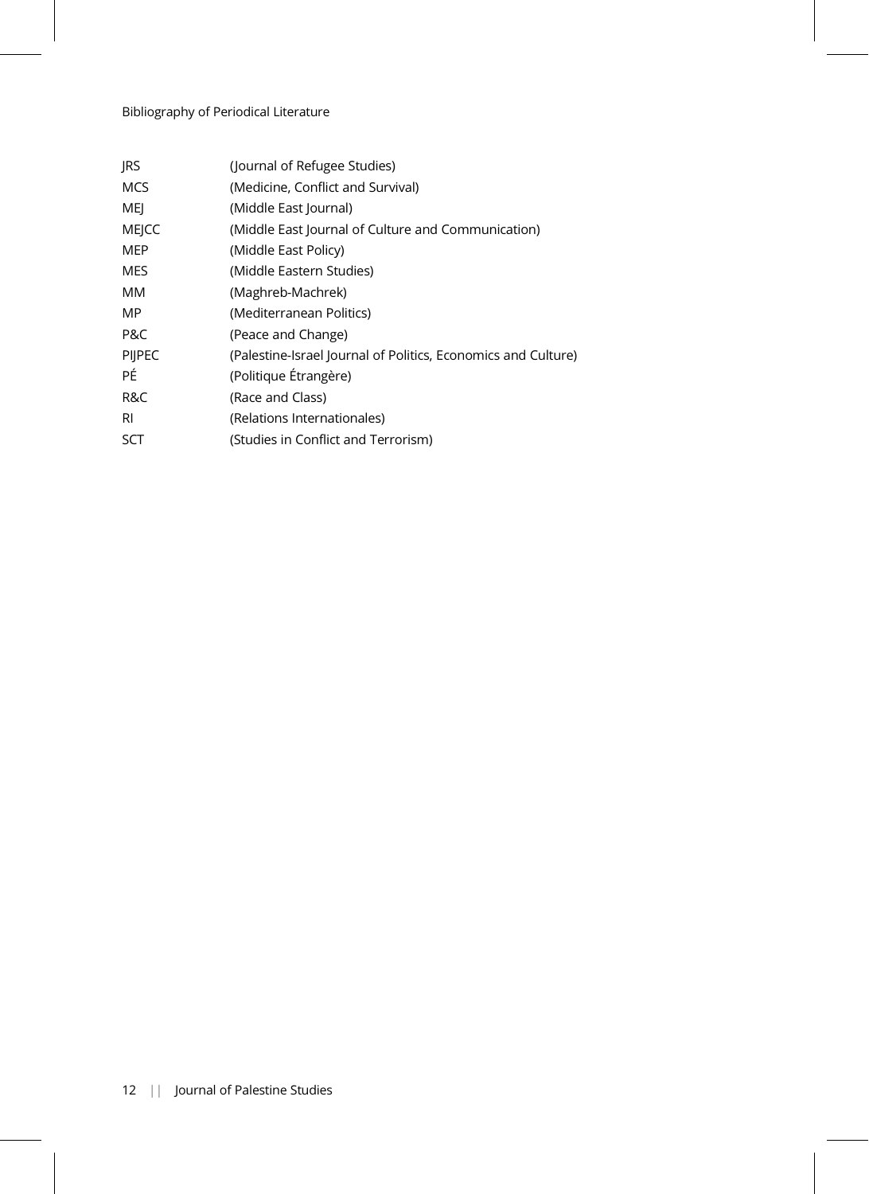JRS (Journal of Refugee Studies)
MCS (Medicine, Conflict and Survival)
MEJ (Middle East Journal)
MEJCC (Middle East Journal of Culture and Communication)
MEP (Middle East Policy)
MES (Middle Eastern Studies)
MM (Maghreb-Machrek)
MP (Mediterranean Politics)
P&C (Peace and Change)
PIJPEC (Palestine-Israel Journal of Politics, Economics and Culture)
PÉ (Politique Étrangère)
R&C (Race and Class)
RI (Relations Internationales)
SCT (Studies in Conflict and Terrorism)